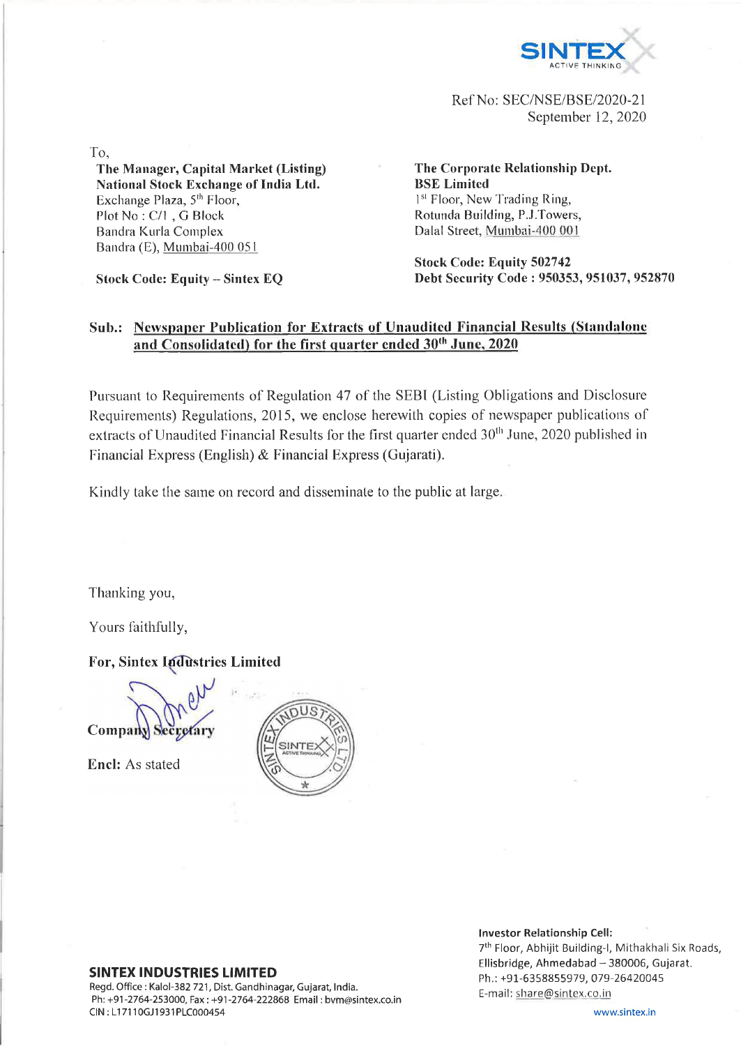SINTEX
ACTIVE THINKING

Ref No: SEC/NSE/BSE/2020-21
September 12, 2020

To,

**The Manager, Capital Market (Listing)**
**National Stock Exchange of India Ltd.**
Exchange Plaza, 5th Floor,
Plot No : C/1 , G Block
Bandra Kurla Complex
Bandra (E), Mumbai-400 051

**Stock Code: Equity – Sintex EQ**

**The Corporate Relationship Dept.**
**BSE Limited**
1st Floor, New Trading Ring,
Rotunda Building, P.J.Towers,
Dalal Street, Mumbai-400 001

**Stock Code: Equity 502742**
**Debt Security Code : 950353, 951037, 952870**

**Sub.: Newspaper Publication for Extracts of Unaudited Financial Results (Standalone and Consolidated) for the first quarter ended 30th June, 2020**

Pursuant to Requirements of Regulation 47 of the SEBI (Listing Obligations and Disclosure Requirements) Regulations, 2015, we enclose herewith copies of newspaper publications of extracts of Unaudited Financial Results for the first quarter ended 30th June, 2020 published in Financial Express (English) & Financial Express (Gujarati).

Kindly take the same on record and disseminate to the public at large.

Thanking you,

Yours faithfully,

**For, Sintex Industries Limited**

**Company Secretary**

**Encl:** As stated

**SINTEX INDUSTRIES LIMITED**
Regd. Office : Kalol-382 721, Dist. Gandhinagar, Gujarat, India.
Ph: +91-2764-253000, Fax : +91-2764-222868 Email : bvm@sintex.co.in
CIN : L17110GJ1931PLC000454

**Investor Relationship Cell:**
7th Floor, Abhijit Building-I, Mithakhali Six Roads, Ellisbridge, Ahmedabad – 380006, Gujarat.
Ph.: +91-6358855979, 079-26420045
E-mail: share@sintex.co.in

www.sintex.in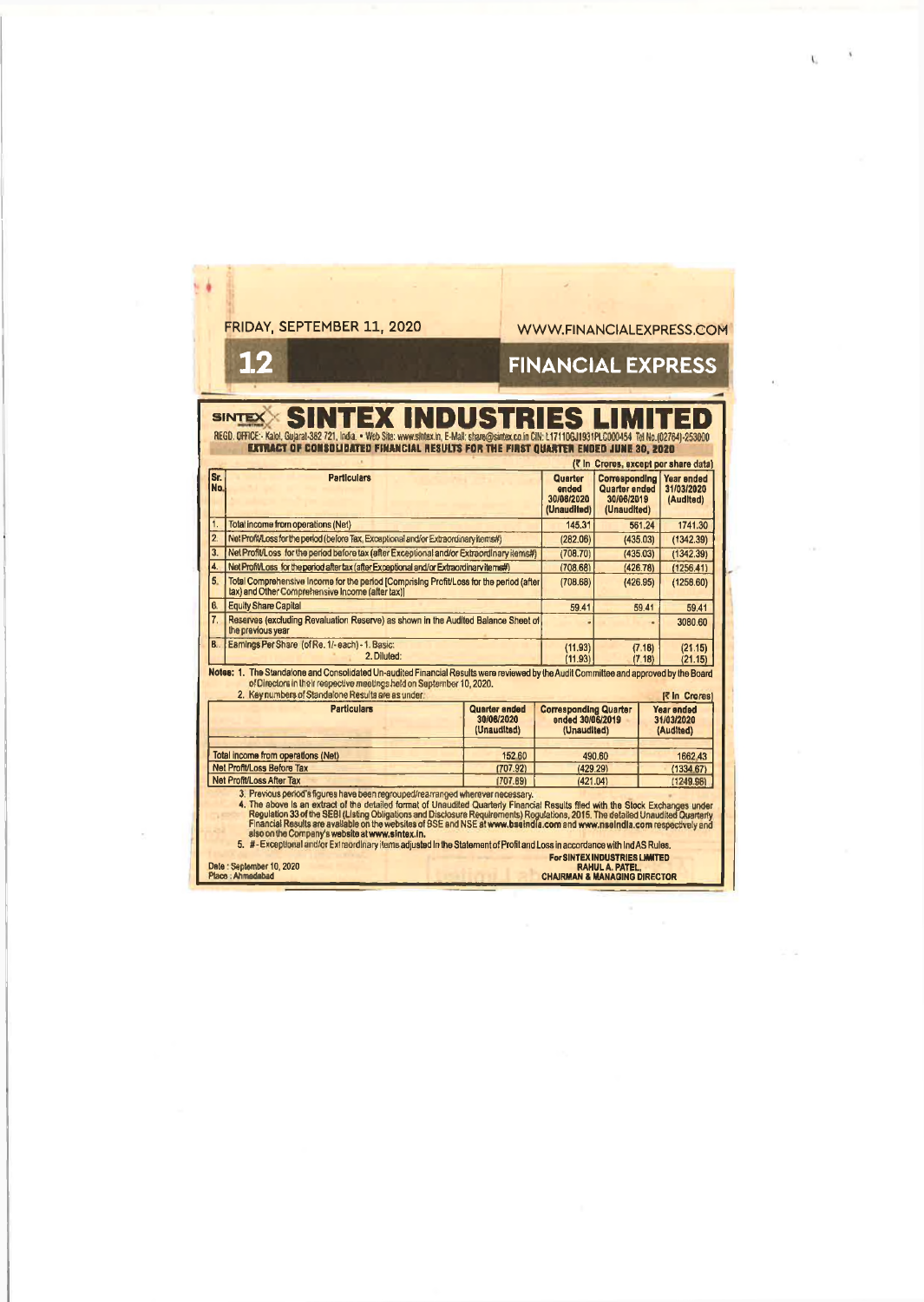FRIDAY, SEPTEMBER 11, 2020

WWW.FINANCIALEXPRESS.COM

FINANCIAL EXPRESS

# SINTEX INDUSTRIES LIMITED

REGD. OFFICE:- Kalol, Gujarat-382 721, India. • Web Site: www.sintex.in, E-Mail: share@sintex.co.in CIN: L17110GJ1931PLC000454 Tel No.(02764)-253000

**EXTRACT OF CONSOLIDATED FINANCIAL RESULTS FOR THE FIRST QUARTER ENDED JUNE 30, 2020**

(₹ In Crores, except per share data)

| Sr. No. | Particulars | Quarter ended 30/06/2020 (Unaudited) | Corresponding Quarter ended 30/06/2019 (Unaudited) | Year ended 31/03/2020 (Audited) |
|---|---|---|---|---|
| 1. | Total income from operations (Net) | 145.31 | 561.24 | 1741.30 |
| 2. | Net Profit/Loss for the period (before Tax, Exceptional and/or Extraordinary items#) | (282.06) | (435.03) | (1342.39) |
| 3. | Net Profit/Loss for the period before tax (after Exceptional and/or Extraordinary items#) | (708.70) | (435.03) | (1342.39) |
| 4. | Net Profit/Loss for the period after tax (after Exceptional and/or Extraordinary items#) | (708.68) | (426.78) | (1256.41) |
| 5. | Total Comprehensive Income for the period [Comprising Profit/Loss for the period (after tax) and Other Comprehensive Income (after tax)] | (708.68) | (426.95) | (1258.60) |
| 6. | Equity Share Capital | 59.41 | 59.41 | 59.41 |
| 7. | Reserves (excluding Revaluation Reserve) as shown in the Audited Balance Sheet of the previous year | - | - | 3080.60 |
| 8. | Earnings Per Share (of Re. 1/- each) - 1. Basic:<br>2. Diluted: | (11.93)<br>(11.93) | (7.18)<br>(7.18) | (21.15)<br>(21.15) |

**Notes:** 1. The Standalone and Consolidated Un-audited Financial Results were reviewed by the Audit Committee and approved by the Board of Directors in their respective meetings held on September 10, 2020.

2. Key numbers of Standalone Results are as under:

(₹ In Crores)

| Particulars | Quarter ended 30/06/2020 (Unaudited) | Corresponding Quarter ended 30/06/2019 (Unaudited) | Year ended 31/03/2020 (Audited) |
|---|---|---|---|
| Total income from operations (Net) | 152.60 | 490.60 | 1662.43 |
| Net Profit/Loss Before Tax | (707.92) | (429.29) | (1334.67) |
| Net Profit/Loss After Tax | (707.89) | (421.04) | (1249.96) |

3. Previous period's figures have been regrouped/rearranged wherever necessary.

4. The above is an extract of the detailed format of Unaudited Quarterly Financial Results filed with the Stock Exchanges under Regulation 33 of the SEBI (Listing Obligations and Disclosure Requirements) Regulations, 2015. The detailed Unaudited Quarterly Financial Results are available on the websites of BSE and NSE at **www.bseindia.com** and **www.nseindia.com** respectively and also on the Company's website at **www.sintex.in.**

5. # - Exceptional and/or Extraordinary items adjusted in the Statement of Profit and Loss in accordance with Ind AS Rules.

Date : September 10, 2020
Place : Ahmedabad

**For SINTEX INDUSTRIES LIMITED**
**RAHUL A. PATEL,**
**CHAIRMAN & MANAGING DIRECTOR**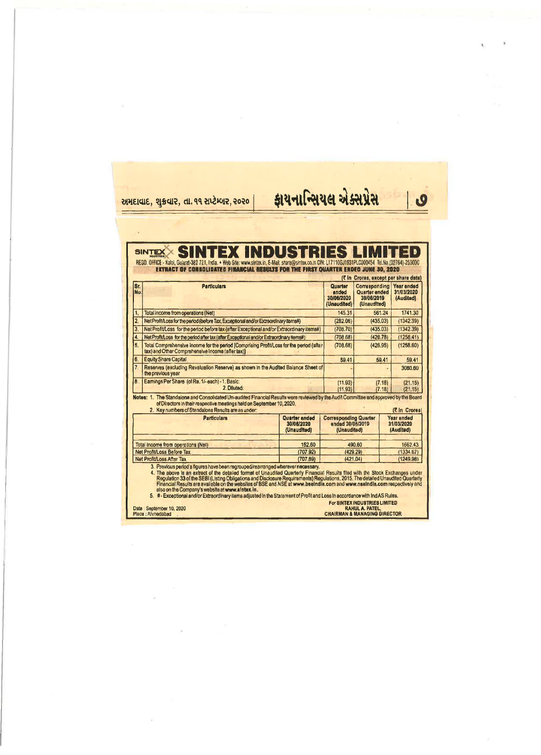અમદાવાદ, શુક્રવાર, તા. ૧૧ સપ્ટેમ્બર, ૨૦૨૦ | ફાયનાન્સિયલ એક્સપ્રેસ

# SINTEX INDUSTRIES LIMITED

REGD. OFFICE:- Kalol, Gujarat-382 721, India. • Web Site: www.sintex.in, E-Mail: share@sintex.co.in CIN: L17110GJ1931PLC000454 Tel.No.(02764)-253000

**EXTRACT OF CONSOLIDATED FINANCIAL RESULTS FOR THE FIRST QUARTER ENDED JUNE 30, 2020**

(₹ In Crores, except per share data)

| Sr. No. | Particulars | Quarter ended 30/06/2020 (Unaudited) | Corresponding Quarter ended 30/06/2019 (Unaudited) | Year ended 31/03/2020 (Audited) |
|---|---|---|---|---|
| 1. | Total income from operations (Net) | 145.31 | 561.24 | 1741.30 |
| 2. | Net Profit/Loss for the period (before Tax, Exceptional and/or Extraordinary items#) | (282.06) | (435.03) | (1342.39) |
| 3. | Net Profit/Loss for the period before tax (after Exceptional and/or Extraordinary items#) | (708.70) | (435.03) | (1342.39) |
| 4. | Net Profit/Loss for the period after tax (after Exceptional and/or Extraordinary items#) | (708.68) | (426.78) | (1256.41) |
| 5. | Total Comprehensive Income for the period [Comprising Profit/Loss for the period (after tax) and Other Comprehensive Income (after tax)] | (708.68) | (426.95) | (1258.60) |
| 6. | Equity Share Capital | 59.41 | 59.41 | 59.41 |
| 7. | Reserves (excluding Revaluation Reserve) as shown in the Audited Balance Sheet of the previous year | - | - | 3080.60 |
| 8. | Earnings Per Share (of Re. 1/- each) - 1. Basic: | (11.93) | (7.18) | (21.15) |
| | 2. Diluted: | (11.93) | (7.18) | (21.15) |

Notes: 1. The Standalone and Consolidated Un-audited Financial Results were reviewed by the Audit Committee and approved by the Board of Directors in their respective meetings held on September 10, 2020.

2. Key numbers of Standalone Results are as under:

(₹ In Crores)

| Particulars | Quarter ended 30/06/2020 (Unaudited) | Corresponding Quarter ended 30/06/2019 (Unaudited) | Year ended 31/03/2020 (Audited) |
|---|---|---|---|
| Total income from operations (Net) | 152.60 | 490.60 | 1662.43 |
| Net Profit/Loss Before Tax | (707.92) | (429.29) | (1334.67) |
| Net Profit/Loss After Tax | (707.89) | (421.04) | (1249.98) |

3. Previous period's figures have been regrouped/rearranged wherever necessary.

4. The above is an extract of the detailed format of Unaudited Quarterly Financial Results filed with the Stock Exchanges under Regulation 33 of the SEBI (Listing Obligations and Disclosure Requirements) Regulations, 2015. The detailed Unaudited Quarterly Financial Results are available on the websites of BSE and NSE at **www.bseindia.com** and **www.nseindia.com** respectively and also on the Company's website at **www.sintex.in**.

5. # - Exceptional and/or Extraordinary items adjusted in the Statement of Profit and Loss in accordance with Ind AS Rules.

Date : September 10, 2020
Place : Ahmedabad

For SINTEX INDUSTRIES LIMITED
RAHUL A. PATEL,
CHAIRMAN & MANAGING DIRECTOR